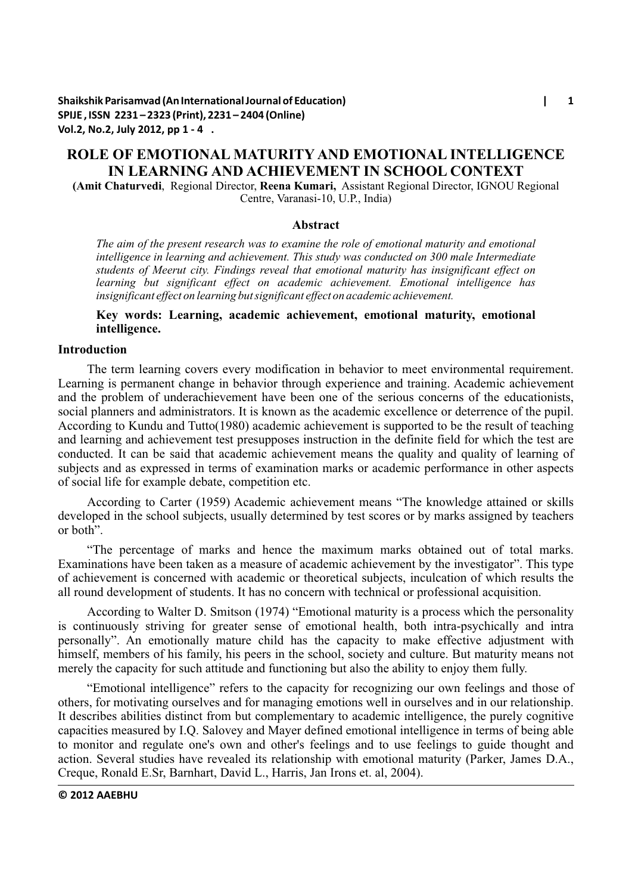# ROLE OF EMOTIONAL MATURITY AND EMOTIONAL INTELLIGENCE IN LEARNING AND ACHIEVEMENT IN SCHOOL CONTEXT

(**Amit Chaturvedi**, Regional Director, **Reena Kumari,** Assistant Regional Director, IGNOU Regional Centre, Varanasi-10, U.P., India)

## Abstract

*The aim of the present research was to examine the role of emotional maturity and emotional intelligence in learning and achievement. This study was conducted on 300 male Intermediate students of Meerut city. Findings reveal that emotional maturity has insignificant effect on learning but significant effect on academic achievement. Emotional intelligence has insignificant effect on learning but significant effect on academic achievement.*

**Key words: Learning, academic achievement, emotional maturity, emotional intelligence.**

## Introduction

The term learning covers every modification in behavior to meet environmental requirement. Learning is permanent change in behavior through experience and training. Academic achievement and the problem of underachievement have been one of the serious concerns of the educationists, social planners and administrators. It is known as the academic excellence or deterrence of the pupil. According to Kundu and Tutto(1980) academic achievement is supported to be the result of teaching and learning and achievement test presupposes instruction in the definite field for which the test are conducted. It can be said that academic achievement means the quality and quality of learning of subjects and as expressed in terms of examination marks or academic performance in other aspects of social life for example debate, competition etc.

According to Carter (1959) Academic achievement means "The knowledge attained or skills developed in the school subjects, usually determined by test scores or by marks assigned by teachers or both".

"The percentage of marks and hence the maximum marks obtained out of total marks. Examinations have been taken as a measure of academic achievement by the investigator". This type of achievement is concerned with academic or theoretical subjects, inculcation of which results the all round development of students. It has no concern with technical or professional acquisition.

According to Walter D. Smitson (1974) "Emotional maturity is a process which the personality is continuously striving for greater sense of emotional health, both intra-psychically and intra personally". An emotionally mature child has the capacity to make effective adjustment with himself, members of his family, his peers in the school, society and culture. But maturity means not merely the capacity for such attitude and functioning but also the ability to enjoy them fully.

"Emotional intelligence" refers to the capacity for recognizing our own feelings and those of others, for motivating ourselves and for managing emotions well in ourselves and in our relationship. It describes abilities distinct from but complementary to academic intelligence, the purely cognitive capacities measured by I.Q. Salovey and Mayer defined emotional intelligence in terms of being able to monitor and regulate one's own and other's feelings and to use feelings to guide thought and action. Several studies have revealed its relationship with emotional maturity (Parker, James D.A., Creque, Ronald E.Sr, Barnhart, David L., Harris, Jan Irons et. al, 2004).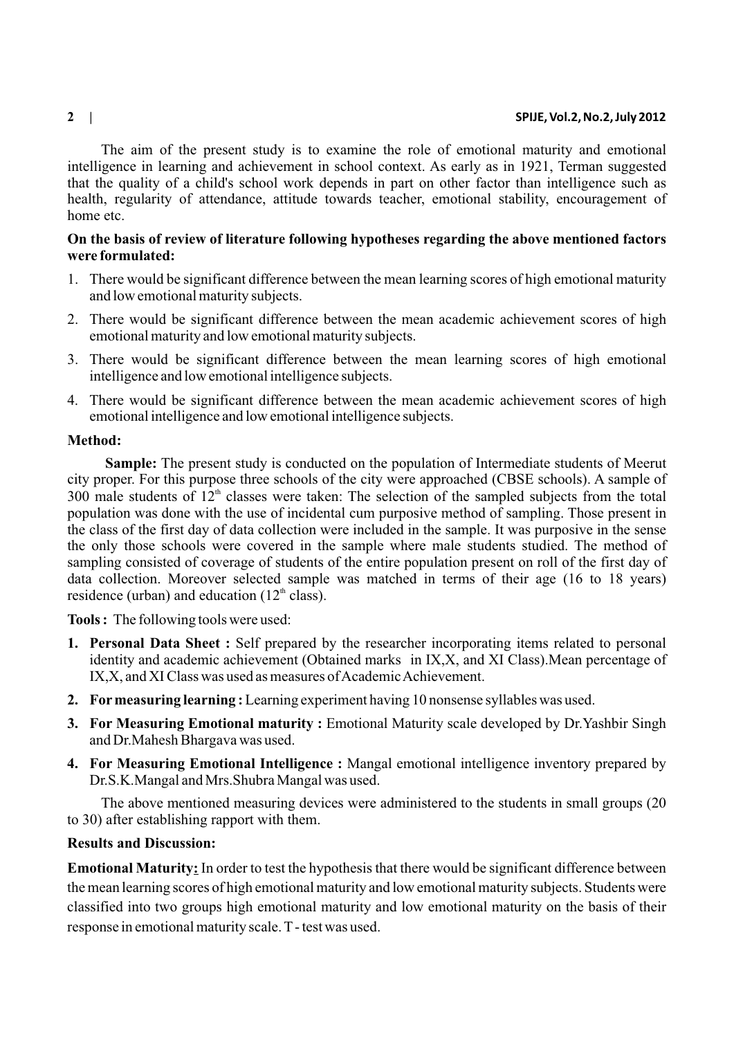The aim of the present study is to examine the role of emotional maturity and emotional intelligence in learning and achievement in school context. As early as in 1921, Terman suggested that the quality of a child's school work depends in part on other factor than intelligence such as health, regularity of attendance, attitude towards teacher, emotional stability, encouragement of home etc.

**On the basis of review of literature following hypotheses regarding the above mentioned factors were formulated:**

1. There would be significant difference between the mean learning scores of high emotional maturity and low emotional maturity subjects.
2. There would be significant difference between the mean academic achievement scores of high emotional maturity and low emotional maturity subjects.
3. There would be significant difference between the mean learning scores of high emotional intelligence and low emotional intelligence subjects.
4. There would be significant difference between the mean academic achievement scores of high emotional intelligence and low emotional intelligence subjects.

**Method:**

**Sample:** The present study is conducted on the population of Intermediate students of Meerut city proper. For this purpose three schools of the city were approached (CBSE schools). A sample of 300 male students of $12^{th}$ classes were taken: The selection of the sampled subjects from the total population was done with the use of incidental cum purposive method of sampling. Those present in the class of the first day of data collection were included in the sample. It was purposive in the sense the only those schools were covered in the sample where male students studied. The method of sampling consisted of coverage of students of the entire population present on roll of the first day of data collection. Moreover selected sample was matched in terms of their age (16 to 18 years) residence (urban) and education ($12^{th}$ class).

**Tools :** The following tools were used:

1. **Personal Data Sheet :** Self prepared by the researcher incorporating items related to personal identity and academic achievement (Obtained marks in IX,X, and XI Class).Mean percentage of IX,X, and XI Class was used as measures of Academic Achievement.
2. **For measuring learning :** Learning experiment having 10 nonsense syllables was used.
3. **For Measuring Emotional maturity :** Emotional Maturity scale developed by Dr.Yashbir Singh and Dr.Mahesh Bhargava was used.
4. **For Measuring Emotional Intelligence :** Mangal emotional intelligence inventory prepared by Dr.S.K.Mangal and Mrs.Shubra Mangal was used.

The above mentioned measuring devices were administered to the students in small groups (20 to 30) after establishing rapport with them.

**Results and Discussion:**

**Emotional Maturity:** In order to test the hypothesis that there would be significant difference between the mean learning scores of high emotional maturity and low emotional maturity subjects. Students were classified into two groups high emotional maturity and low emotional maturity on the basis of their response in emotional maturity scale. T - test was used.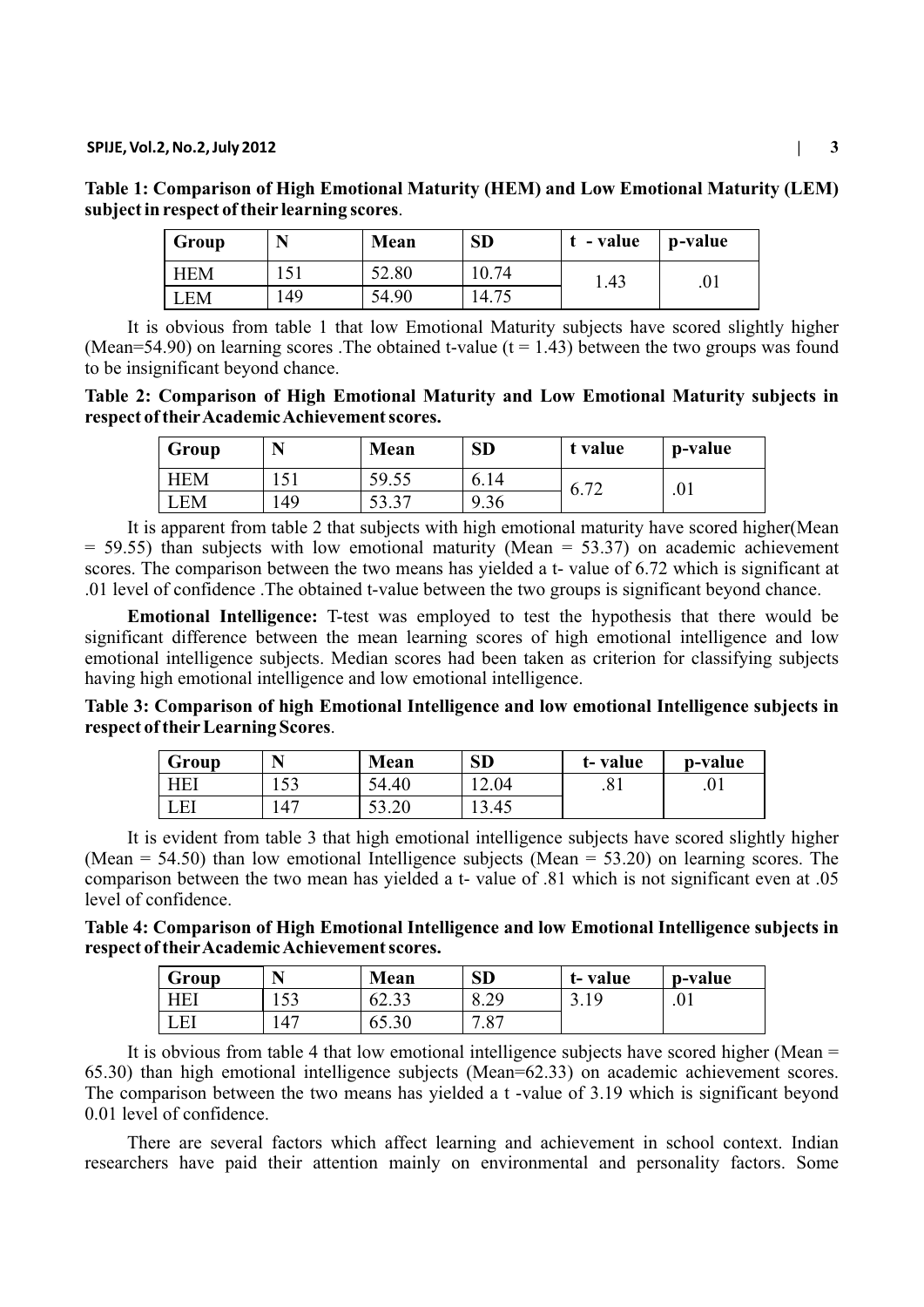**Table 1: Comparison of High Emotional Maturity (HEM) and Low Emotional Maturity (LEM) subject in respect of their learning scores**.

| Group | N | Mean | SD | t - value | p-value |
|---|---|---|---|---|---|
| HEM | 151 | 52.80 | 10.74 | 1.43 | .01 |
| LEM | 149 | 54.90 | 14.75 | | |

It is obvious from table 1 that low Emotional Maturity subjects have scored slightly higher (Mean=54.90) on learning scores .The obtained t-value (t = 1.43) between the two groups was found to be insignificant beyond chance.

**Table 2: Comparison of High Emotional Maturity and Low Emotional Maturity subjects in respect of their Academic Achievement scores.**

| Group | N | Mean | SD | t value | p-value |
|---|---|---|---|---|---|
| HEM | 151 | 59.55 | 6.14 | 6.72 | .01 |
| LEM | 149 | 53.37 | 9.36 | | |

It is apparent from table 2 that subjects with high emotional maturity have scored higher(Mean = 59.55) than subjects with low emotional maturity (Mean = 53.37) on academic achievement scores. The comparison between the two means has yielded a t- value of 6.72 which is significant at .01 level of confidence .The obtained t-value between the two groups is significant beyond chance.

**Emotional Intelligence:** T-test was employed to test the hypothesis that there would be significant difference between the mean learning scores of high emotional intelligence and low emotional intelligence subjects. Median scores had been taken as criterion for classifying subjects having high emotional intelligence and low emotional intelligence.

**Table 3: Comparison of high Emotional Intelligence and low emotional Intelligence subjects in respect of their Learning Scores**.

| Group | N | Mean | SD | t- value | p-value |
|---|---|---|---|---|---|
| HEI | 153 | 54.40 | 12.04 | .81 | .01 |
| LEI | 147 | 53.20 | 13.45 | | |

It is evident from table 3 that high emotional intelligence subjects have scored slightly higher (Mean = 54.50) than low emotional Intelligence subjects (Mean = 53.20) on learning scores. The comparison between the two mean has yielded a t- value of .81 which is not significant even at .05 level of confidence.

**Table 4: Comparison of High Emotional Intelligence and low Emotional Intelligence subjects in respect of their Academic Achievement scores.**

| Group | N | Mean | SD | t- value | p-value |
|---|---|---|---|---|---|
| HEI | 153 | 62.33 | 8.29 | 3.19 | .01 |
| LEI | 147 | 65.30 | 7.87 | | |

It is obvious from table 4 that low emotional intelligence subjects have scored higher (Mean = 65.30) than high emotional intelligence subjects (Mean=62.33) on academic achievement scores. The comparison between the two means has yielded a t -value of 3.19 which is significant beyond 0.01 level of confidence.

There are several factors which affect learning and achievement in school context. Indian researchers have paid their attention mainly on environmental and personality factors. Some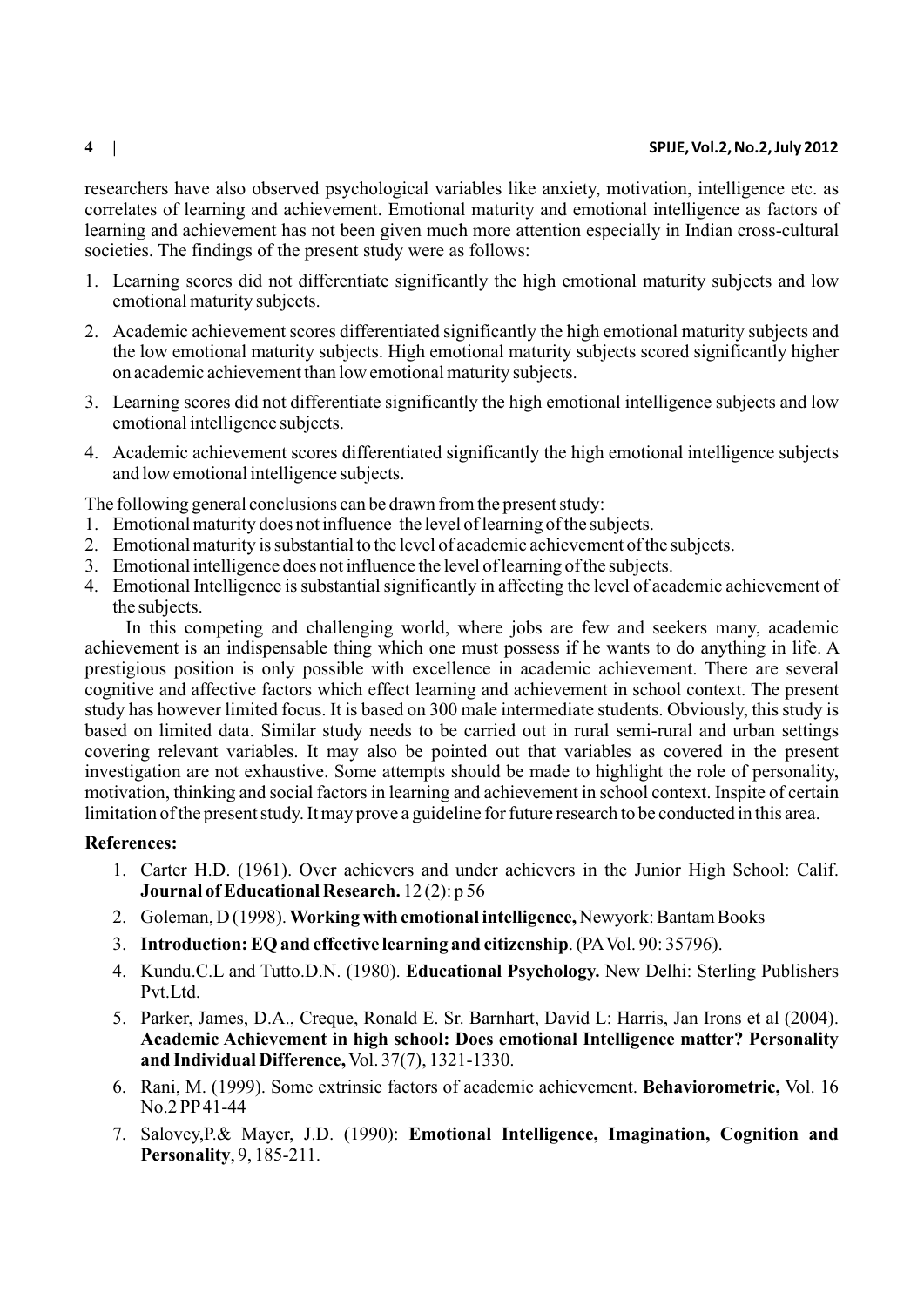researchers have also observed psychological variables like anxiety, motivation, intelligence etc. as correlates of learning and achievement. Emotional maturity and emotional intelligence as factors of learning and achievement has not been given much more attention especially in Indian cross-cultural societies. The findings of the present study were as follows:

1. Learning scores did not differentiate significantly the high emotional maturity subjects and low emotional maturity subjects.
2. Academic achievement scores differentiated significantly the high emotional maturity subjects and the low emotional maturity subjects. High emotional maturity subjects scored significantly higher on academic achievement than low emotional maturity subjects.
3. Learning scores did not differentiate significantly the high emotional intelligence subjects and low emotional intelligence subjects.
4. Academic achievement scores differentiated significantly the high emotional intelligence subjects and low emotional intelligence subjects.

The following general conclusions can be drawn from the present study:

1. Emotional maturity does not influence the level of learning of the subjects.
2. Emotional maturity is substantial to the level of academic achievement of the subjects.
3. Emotional intelligence does not influence the level of learning of the subjects.
4. Emotional Intelligence is substantial significantly in affecting the level of academic achievement of the subjects.

In this competing and challenging world, where jobs are few and seekers many, academic achievement is an indispensable thing which one must possess if he wants to do anything in life. A prestigious position is only possible with excellence in academic achievement. There are several cognitive and affective factors which effect learning and achievement in school context. The present study has however limited focus. It is based on 300 male intermediate students. Obviously, this study is based on limited data. Similar study needs to be carried out in rural semi-rural and urban settings covering relevant variables. It may also be pointed out that variables as covered in the present investigation are not exhaustive. Some attempts should be made to highlight the role of personality, motivation, thinking and social factors in learning and achievement in school context. Inspite of certain limitation of the present study. It may prove a guideline for future research to be conducted in this area.

**References:**

1. Carter H.D. (1961). Over achievers and under achievers in the Junior High School: Calif. **Journal of Educational Research.** 12 (2): p 56
2. Goleman, D (1998). **Working with emotional intelligence,** Newyork: Bantam Books
3. **Introduction: EQ and effective learning and citizenship**. (PA Vol. 90: 35796).
4. Kundu.C.L and Tutto.D.N. (1980). **Educational Psychology.** New Delhi: Sterling Publishers Pvt.Ltd.
5. Parker, James, D.A., Creque, Ronald E. Sr. Barnhart, David L: Harris, Jan Irons et al (2004). **Academic Achievement in high school: Does emotional Intelligence matter? Personality and Individual Difference,** Vol. 37(7), 1321-1330.
6. Rani, M. (1999). Some extrinsic factors of academic achievement. **Behaviorometric,** Vol. 16 No.2 PP 41-44
7. Salovey,P.& Mayer, J.D. (1990): **Emotional Intelligence, Imagination, Cognition and Personality**, 9, 185-211.